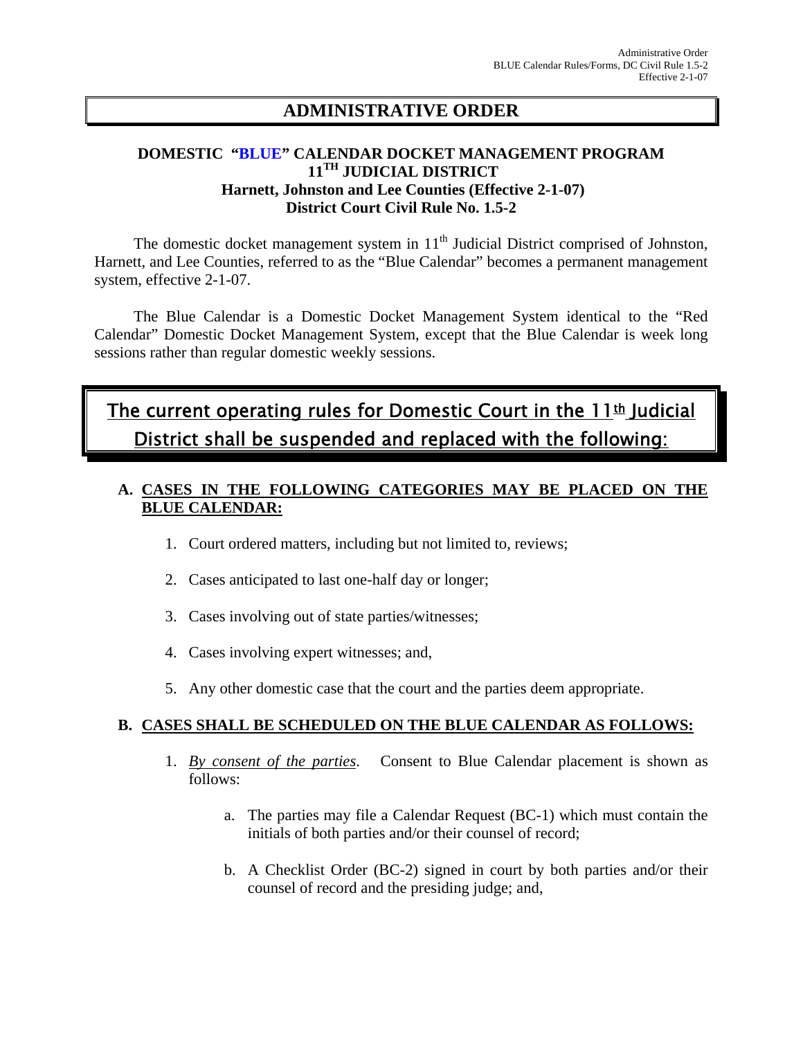# ADMINISTRATIVE ORDER

**DOMESTIC "BLUE" CALENDAR DOCKET MANAGEMENT PROGRAM**
**11TH JUDICIAL DISTRICT**
**Harnett, Johnston and Lee Counties (Effective 2-1-07)**
**District Court Civil Rule No. 1.5-2**

The domestic docket management system in 11th Judicial District comprised of Johnston, Harnett, and Lee Counties, referred to as the "Blue Calendar" becomes a permanent management system, effective 2-1-07.

The Blue Calendar is a Domestic Docket Management System identical to the "Red Calendar" Domestic Docket Management System, except that the Blue Calendar is week long sessions rather than regular domestic weekly sessions.

## The current operating rules for Domestic Court in the 11th Judicial District shall be suspended and replaced with the following:

**A. CASES IN THE FOLLOWING CATEGORIES MAY BE PLACED ON THE BLUE CALENDAR:**

1. Court ordered matters, including but not limited to, reviews;
2. Cases anticipated to last one-half day or longer;
3. Cases involving out of state parties/witnesses;
4. Cases involving expert witnesses; and,
5. Any other domestic case that the court and the parties deem appropriate.

**B. CASES SHALL BE SCHEDULED ON THE BLUE CALENDAR AS FOLLOWS:**

1. *By consent of the parties*. Consent to Blue Calendar placement is shown as follows:
   a. The parties may file a Calendar Request (BC-1) which must contain the initials of both parties and/or their counsel of record;
   b. A Checklist Order (BC-2) signed in court by both parties and/or their counsel of record and the presiding judge; and,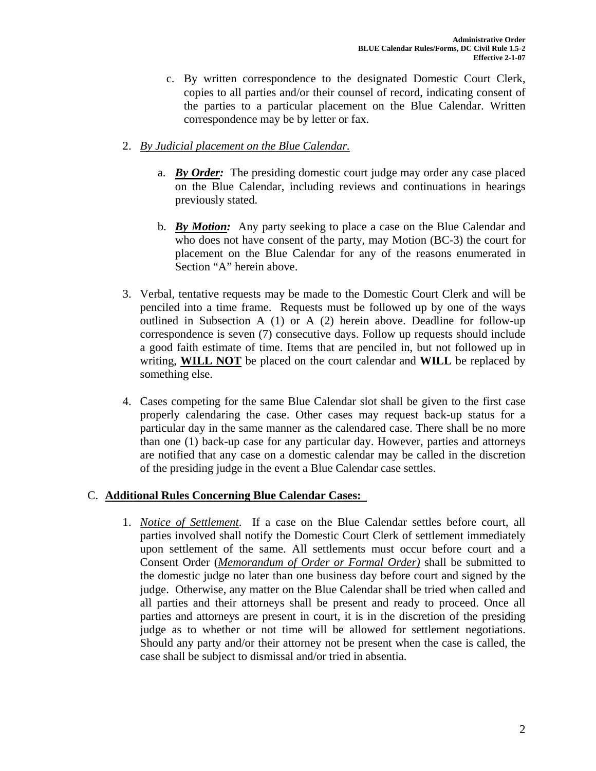c. By written correspondence to the designated Domestic Court Clerk, copies to all parties and/or their counsel of record, indicating consent of the parties to a particular placement on the Blue Calendar. Written correspondence may be by letter or fax.

2. <u>*By Judicial placement on the Blue Calendar.*</u>

   a. <u>***By Order:***</u> The presiding domestic court judge may order any case placed on the Blue Calendar, including reviews and continuations in hearings previously stated.

   b. <u>***By Motion:***</u> Any party seeking to place a case on the Blue Calendar and who does not have consent of the party, may Motion (BC-3) the court for placement on the Blue Calendar for any of the reasons enumerated in Section "A" herein above.

3. Verbal, tentative requests may be made to the Domestic Court Clerk and will be penciled into a time frame. Requests must be followed up by one of the ways outlined in Subsection A (1) or A (2) herein above. Deadline for follow-up correspondence is seven (7) consecutive days. Follow up requests should include a good faith estimate of time. Items that are penciled in, but not followed up in writing, <u>**WILL NOT**</u> be placed on the court calendar and **WILL** be replaced by something else.

4. Cases competing for the same Blue Calendar slot shall be given to the first case properly calendaring the case. Other cases may request back-up status for a particular day in the same manner as the calendared case. There shall be no more than one (1) back-up case for any particular day. However, parties and attorneys are notified that any case on a domestic calendar may be called in the discretion of the presiding judge in the event a Blue Calendar case settles.

## C. <u>Additional Rules Concerning Blue Calendar Cases:</u>

1. <u>*Notice of Settlement*</u>. If a case on the Blue Calendar settles before court, all parties involved shall notify the Domestic Court Clerk of settlement immediately upon settlement of the same. All settlements must occur before court and a Consent Order (<u>*Memorandum of Order or Formal Order)*</u> shall be submitted to the domestic judge no later than one business day before court and signed by the judge. Otherwise, any matter on the Blue Calendar shall be tried when called and all parties and their attorneys shall be present and ready to proceed. Once all parties and attorneys are present in court, it is in the discretion of the presiding judge as to whether or not time will be allowed for settlement negotiations. Should any party and/or their attorney not be present when the case is called, the case shall be subject to dismissal and/or tried in absentia.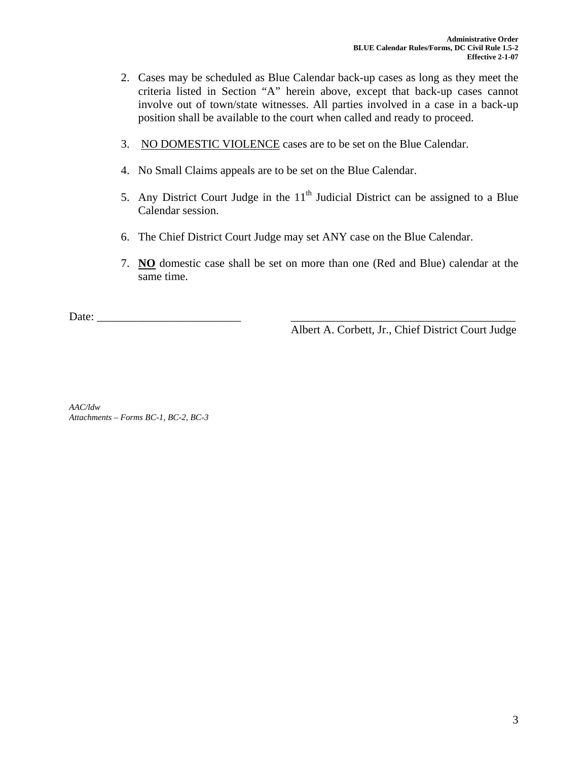2. Cases may be scheduled as Blue Calendar back-up cases as long as they meet the criteria listed in Section "A" herein above, except that back-up cases cannot involve out of town/state witnesses. All parties involved in a case in a back-up position shall be available to the court when called and ready to proceed.

3. <u>NO DOMESTIC VIOLENCE</u> cases are to be set on the Blue Calendar.

4. No Small Claims appeals are to be set on the Blue Calendar.

5. Any District Court Judge in the 11th Judicial District can be assigned to a Blue Calendar session.

6. The Chief District Court Judge may set ANY case on the Blue Calendar.

7. **<u>NO</u>** domestic case shall be set on more than one (Red and Blue) calendar at the same time.

Date: _________________________ ________________________________________

Albert A. Corbett, Jr., Chief District Court Judge

*AAC/ldw*
*Attachments – Forms BC-1, BC-2, BC-3*